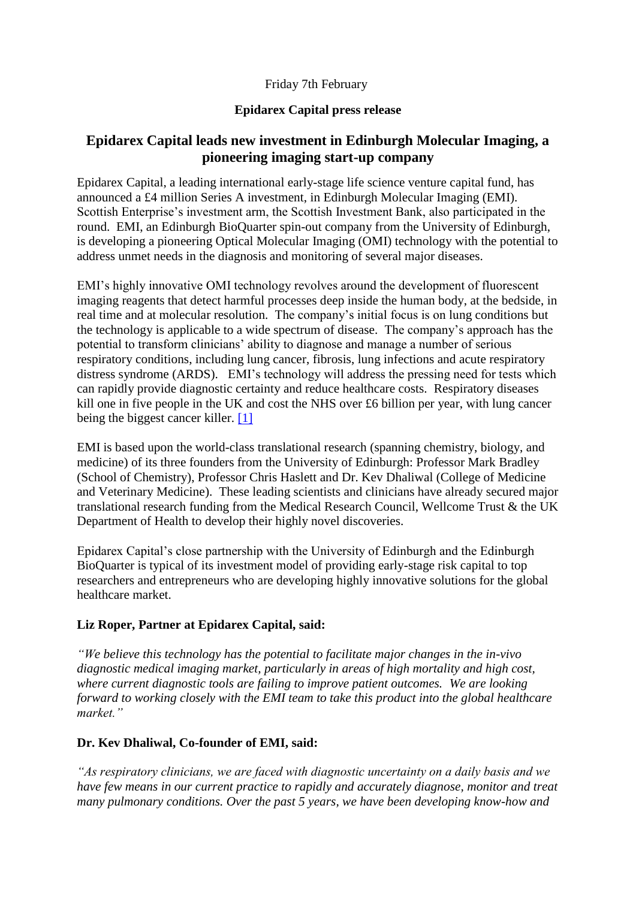Friday 7th February

**Epidarex Capital press release**

# Epidarex Capital leads new investment in Edinburgh Molecular Imaging, a pioneering imaging start-up company

Epidarex Capital, a leading international early-stage life science venture capital fund, has announced a £4 million Series A investment, in Edinburgh Molecular Imaging (EMI). Scottish Enterprise's investment arm, the Scottish Investment Bank, also participated in the round. EMI, an Edinburgh BioQuarter spin-out company from the University of Edinburgh, is developing a pioneering Optical Molecular Imaging (OMI) technology with the potential to address unmet needs in the diagnosis and monitoring of several major diseases.

EMI's highly innovative OMI technology revolves around the development of fluorescent imaging reagents that detect harmful processes deep inside the human body, at the bedside, in real time and at molecular resolution. The company's initial focus is on lung conditions but the technology is applicable to a wide spectrum of disease. The company's approach has the potential to transform clinicians' ability to diagnose and manage a number of serious respiratory conditions, including lung cancer, fibrosis, lung infections and acute respiratory distress syndrome (ARDS). EMI's technology will address the pressing need for tests which can rapidly provide diagnostic certainty and reduce healthcare costs. Respiratory diseases kill one in five people in the UK and cost the NHS over £6 billion per year, with lung cancer being the biggest cancer killer. [1]

EMI is based upon the world-class translational research (spanning chemistry, biology, and medicine) of its three founders from the University of Edinburgh: Professor Mark Bradley (School of Chemistry), Professor Chris Haslett and Dr. Kev Dhaliwal (College of Medicine and Veterinary Medicine). These leading scientists and clinicians have already secured major translational research funding from the Medical Research Council, Wellcome Trust & the UK Department of Health to develop their highly novel discoveries.

Epidarex Capital's close partnership with the University of Edinburgh and the Edinburgh BioQuarter is typical of its investment model of providing early-stage risk capital to top researchers and entrepreneurs who are developing highly innovative solutions for the global healthcare market.

**Liz Roper, Partner at Epidarex Capital, said:**

*"We believe this technology has the potential to facilitate major changes in the in-vivo diagnostic medical imaging market, particularly in areas of high mortality and high cost, where current diagnostic tools are failing to improve patient outcomes. We are looking forward to working closely with the EMI team to take this product into the global healthcare market."*

**Dr. Kev Dhaliwal, Co-founder of EMI, said:**

*"As respiratory clinicians, we are faced with diagnostic uncertainty on a daily basis and we have few means in our current practice to rapidly and accurately diagnose, monitor and treat many pulmonary conditions. Over the past 5 years, we have been developing know-how and*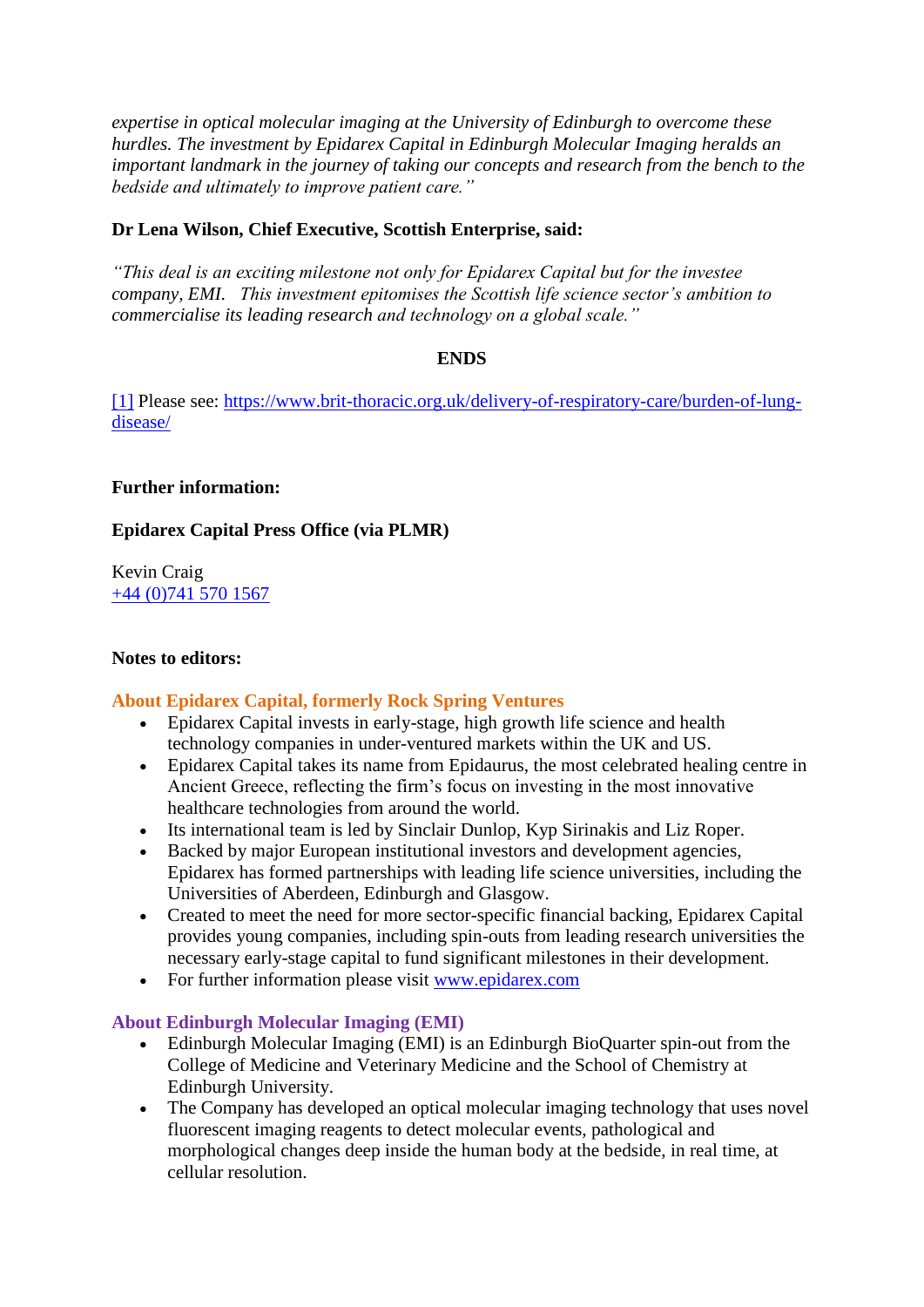*expertise in optical molecular imaging at the University of Edinburgh to overcome these hurdles. The investment by Epidarex Capital in Edinburgh Molecular Imaging heralds an important landmark in the journey of taking our concepts and research from the bench to the bedside and ultimately to improve patient care."*

**Dr Lena Wilson, Chief Executive, Scottish Enterprise, said:**

*"This deal is an exciting milestone not only for Epidarex Capital but for the investee company, EMI. This investment epitomises the Scottish life science sector's ambition to commercialise its leading research and technology on a global scale."*

**ENDS**

[1] Please see: https://www.brit-thoracic.org.uk/delivery-of-respiratory-care/burden-of-lung-disease/

**Further information:**

**Epidarex Capital Press Office (via PLMR)**

Kevin Craig
+44 (0)741 570 1567

**Notes to editors:**

**About Epidarex Capital, formerly Rock Spring Ventures**

- Epidarex Capital invests in early-stage, high growth life science and health technology companies in under-ventured markets within the UK and US.
- Epidarex Capital takes its name from Epidaurus, the most celebrated healing centre in Ancient Greece, reflecting the firm's focus on investing in the most innovative healthcare technologies from around the world.
- Its international team is led by Sinclair Dunlop, Kyp Sirinakis and Liz Roper.
- Backed by major European institutional investors and development agencies, Epidarex has formed partnerships with leading life science universities, including the Universities of Aberdeen, Edinburgh and Glasgow.
- Created to meet the need for more sector-specific financial backing, Epidarex Capital provides young companies, including spin-outs from leading research universities the necessary early-stage capital to fund significant milestones in their development.
- For further information please visit www.epidarex.com

**About Edinburgh Molecular Imaging (EMI)**

- Edinburgh Molecular Imaging (EMI) is an Edinburgh BioQuarter spin-out from the College of Medicine and Veterinary Medicine and the School of Chemistry at Edinburgh University.
- The Company has developed an optical molecular imaging technology that uses novel fluorescent imaging reagents to detect molecular events, pathological and morphological changes deep inside the human body at the bedside, in real time, at cellular resolution.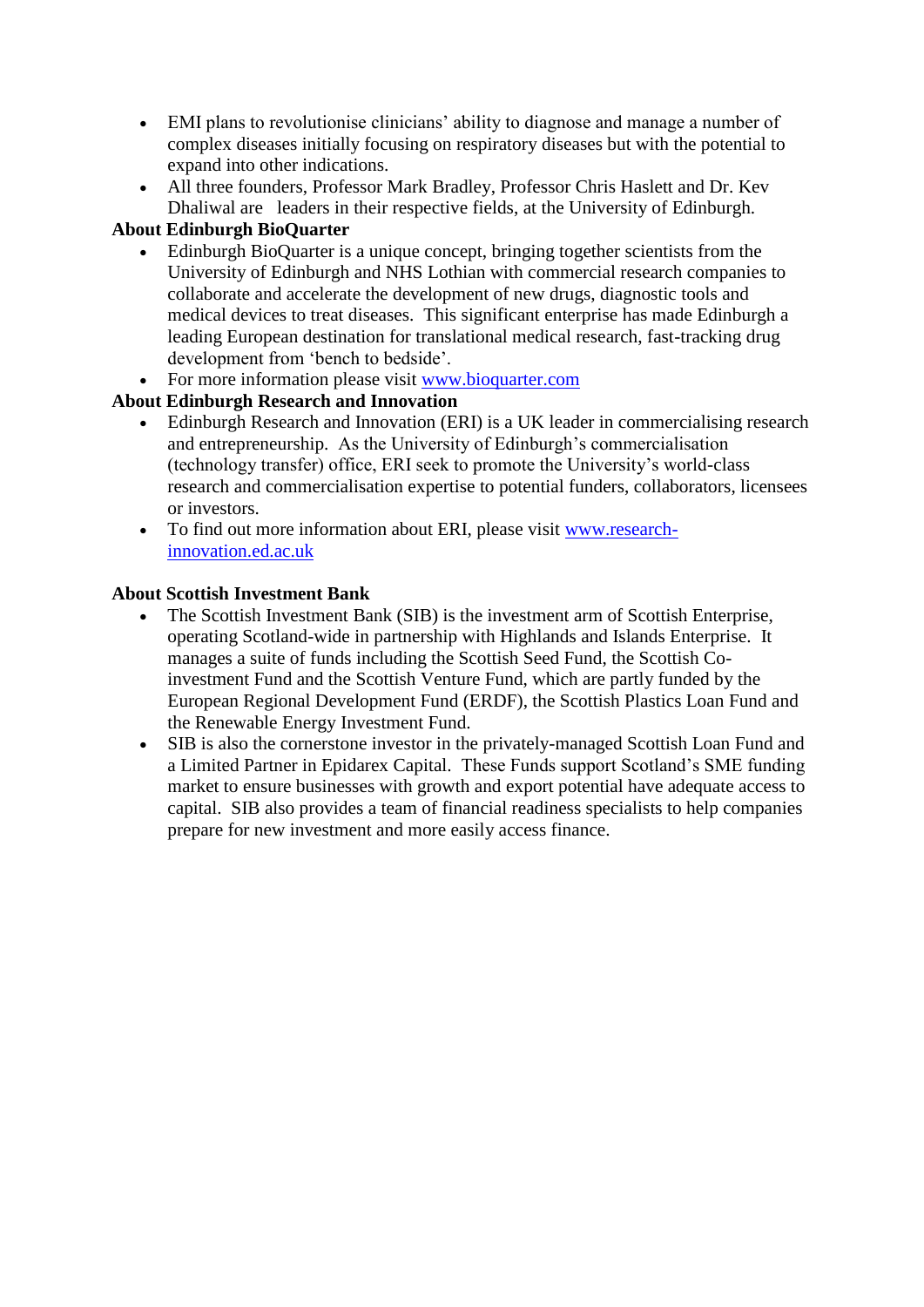- EMI plans to revolutionise clinicians' ability to diagnose and manage a number of complex diseases initially focusing on respiratory diseases but with the potential to expand into other indications.
- All three founders, Professor Mark Bradley, Professor Chris Haslett and Dr. Kev Dhaliwal are leaders in their respective fields, at the University of Edinburgh.

**About Edinburgh BioQuarter**

- Edinburgh BioQuarter is a unique concept, bringing together scientists from the University of Edinburgh and NHS Lothian with commercial research companies to collaborate and accelerate the development of new drugs, diagnostic tools and medical devices to treat diseases. This significant enterprise has made Edinburgh a leading European destination for translational medical research, fast-tracking drug development from 'bench to bedside'.
- For more information please visit [www.bioquarter.com](www.bioquarter.com)

**About Edinburgh Research and Innovation**

- Edinburgh Research and Innovation (ERI) is a UK leader in commercialising research and entrepreneurship. As the University of Edinburgh's commercialisation (technology transfer) office, ERI seek to promote the University's world-class research and commercialisation expertise to potential funders, collaborators, licensees or investors.
- To find out more information about ERI, please visit [www.research-innovation.ed.ac.uk](www.research-innovation.ed.ac.uk)

**About Scottish Investment Bank**

- The Scottish Investment Bank (SIB) is the investment arm of Scottish Enterprise, operating Scotland-wide in partnership with Highlands and Islands Enterprise. It manages a suite of funds including the Scottish Seed Fund, the Scottish Co-investment Fund and the Scottish Venture Fund, which are partly funded by the European Regional Development Fund (ERDF), the Scottish Plastics Loan Fund and the Renewable Energy Investment Fund.
- SIB is also the cornerstone investor in the privately-managed Scottish Loan Fund and a Limited Partner in Epidarex Capital. These Funds support Scotland's SME funding market to ensure businesses with growth and export potential have adequate access to capital. SIB also provides a team of financial readiness specialists to help companies prepare for new investment and more easily access finance.